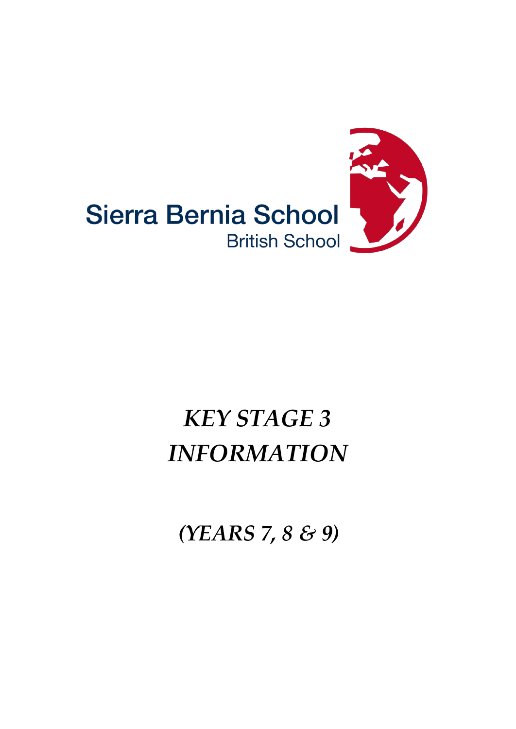Sierra Bernia School

British School

# *KEY STAGE 3 INFORMATION*

*(YEARS 7, 8 & 9)*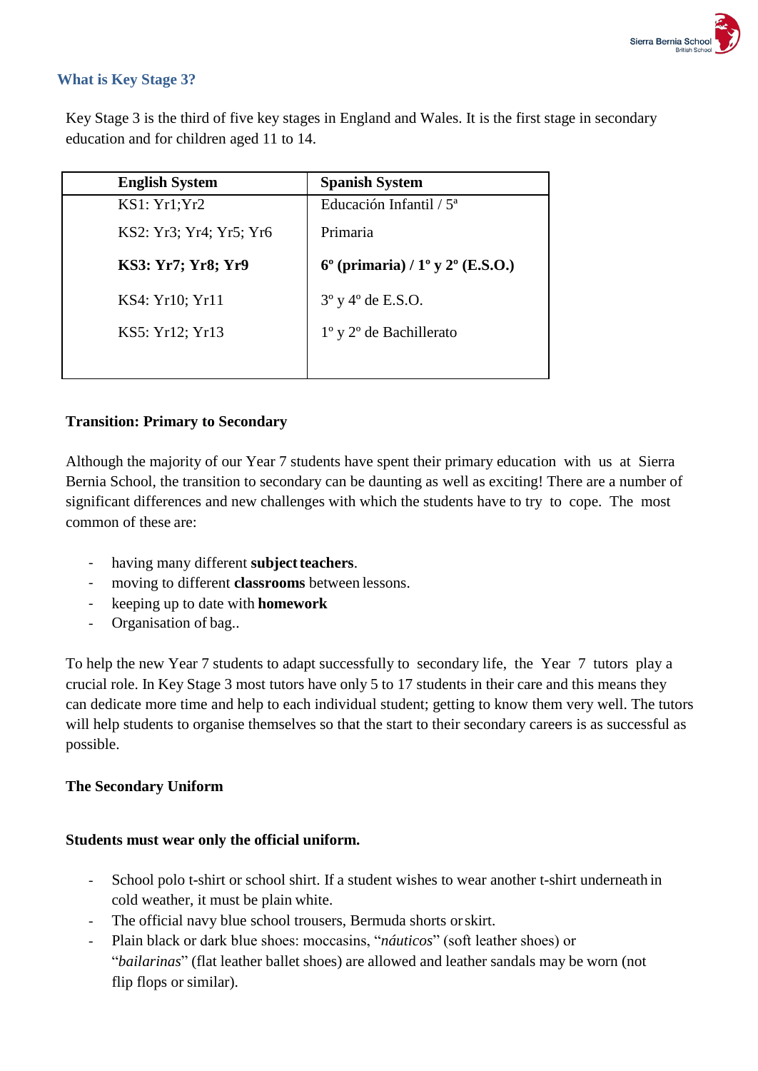## What is Key Stage 3?

Key Stage 3 is the third of five key stages in England and Wales. It is the first stage in secondary education and for children aged 11 to 14.

| English System | Spanish System |
| --- | --- |
| KS1: Yr1;Yr2 | Educación Infantil / 5ª |
| KS2: Yr3; Yr4; Yr5; Yr6 | Primaria |
| **KS3: Yr7; Yr8; Yr9** | **6º (primaria) / 1º y 2º (E.S.O.)** |
| KS4: Yr10; Yr11 | 3º y 4º de E.S.O. |
| KS5: Yr12; Yr13 | 1º y 2º de Bachillerato |

**Transition: Primary to Secondary**

Although the majority of our Year 7 students have spent their primary education with us at Sierra Bernia School, the transition to secondary can be daunting as well as exciting! There are a number of significant differences and new challenges with which the students have to try to cope. The most common of these are:

- having many different **subject teachers**.
- moving to different **classrooms** between lessons.
- keeping up to date with **homework**
- Organisation of bag..

To help the new Year 7 students to adapt successfully to secondary life, the Year 7 tutors play a crucial role. In Key Stage 3 most tutors have only 5 to 17 students in their care and this means they can dedicate more time and help to each individual student; getting to know them very well. The tutors will help students to organise themselves so that the start to their secondary careers is as successful as possible.

**The Secondary Uniform**

**Students must wear only the official uniform.**

- School polo t-shirt or school shirt. If a student wishes to wear another t-shirt underneath in cold weather, it must be plain white.
- The official navy blue school trousers, Bermuda shorts or skirt.
- Plain black or dark blue shoes: moccasins, "*náuticos*" (soft leather shoes) or "*bailarinas*" (flat leather ballet shoes) are allowed and leather sandals may be worn (not flip flops or similar).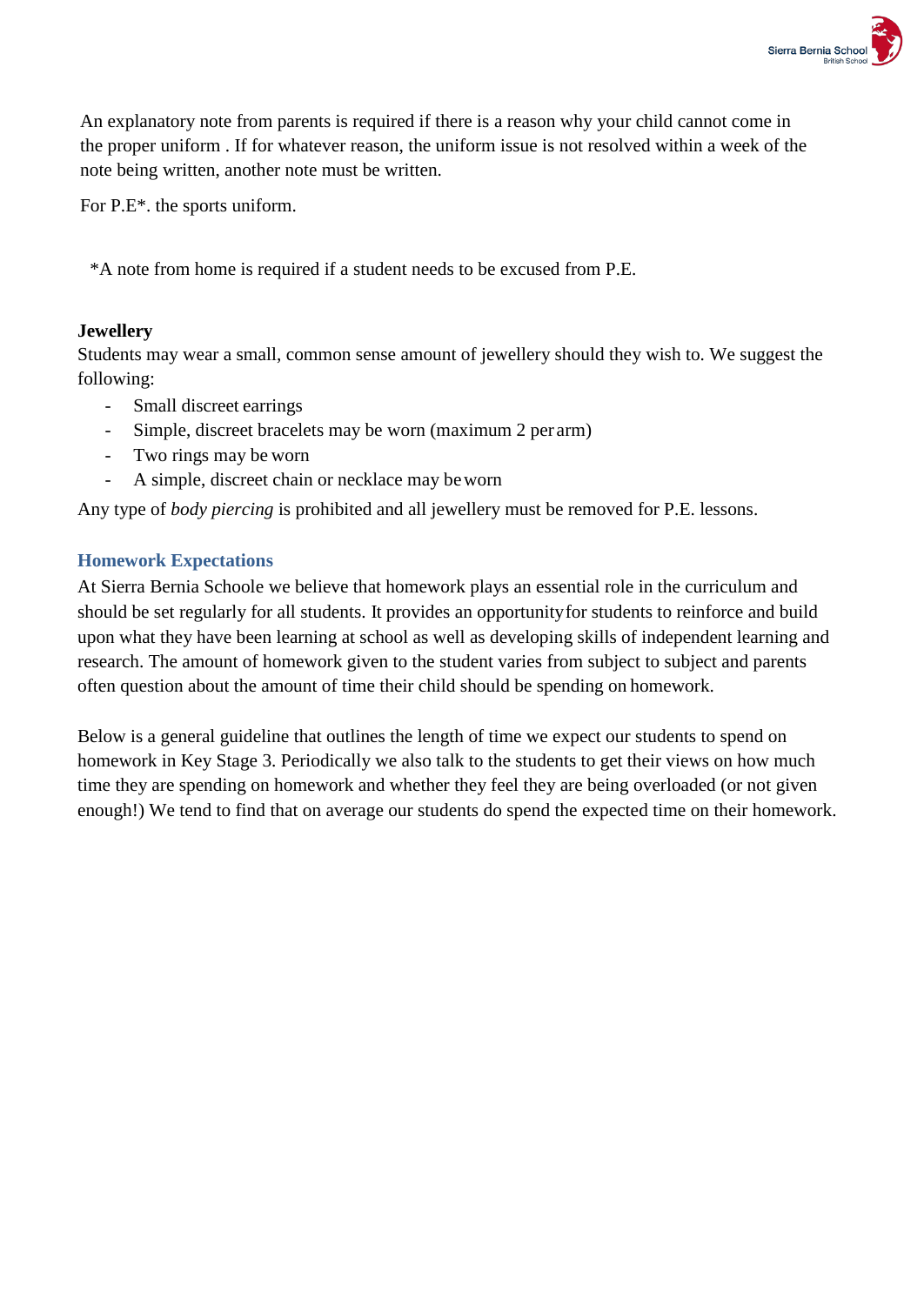An explanatory note from parents is required if there is a reason why your child cannot come in the proper uniform . If for whatever reason, the uniform issue is not resolved within a week of the note being written, another note must be written.

For P.E*. the sports uniform.

*A note from home is required if a student needs to be excused from P.E.

**Jewellery**

Students may wear a small, common sense amount of jewellery should they wish to. We suggest the following:

- Small discreet earrings
- Simple, discreet bracelets may be worn (maximum 2 per arm)
- Two rings may be worn
- A simple, discreet chain or necklace may be worn

Any type of *body piercing* is prohibited and all jewellery must be removed for P.E. lessons.

### Homework Expectations

At Sierra Bernia Schoole we believe that homework plays an essential role in the curriculum and should be set regularly for all students. It provides an opportunity for students to reinforce and build upon what they have been learning at school as well as developing skills of independent learning and research. The amount of homework given to the student varies from subject to subject and parents often question about the amount of time their child should be spending on homework.

Below is a general guideline that outlines the length of time we expect our students to spend on homework in Key Stage 3. Periodically we also talk to the students to get their views on how much time they are spending on homework and whether they feel they are being overloaded (or not given enough!) We tend to find that on average our students do spend the expected time on their homework.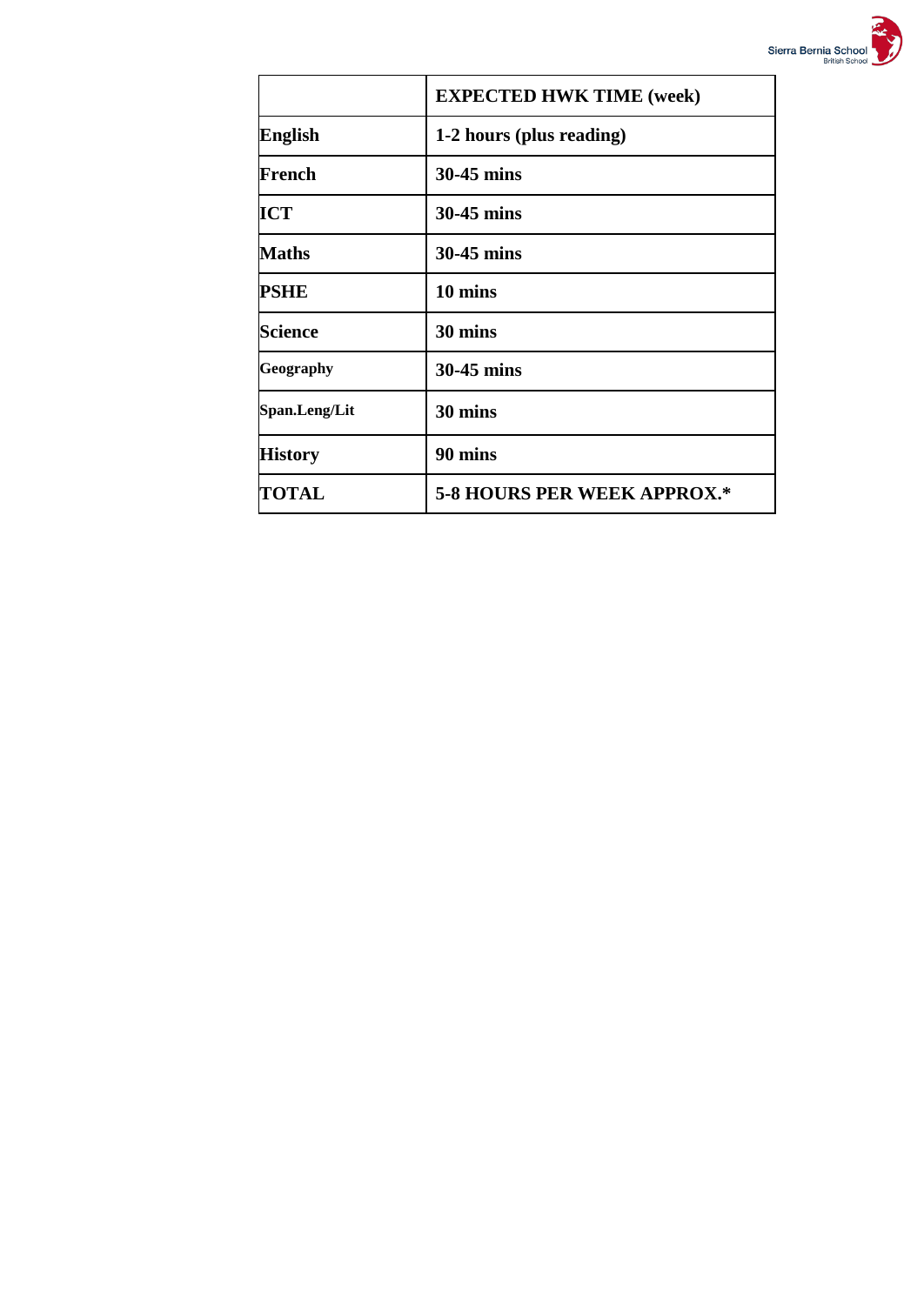| | **EXPECTED HWK TIME (week)** |
|---|---|
| **English** | **1-2 hours (plus reading)** |
| **French** | **30-45 mins** |
| **ICT** | **30-45 mins** |
| **Maths** | **30-45 mins** |
| **PSHE** | **10 mins** |
| **Science** | **30 mins** |
| **Geography** | **30-45 mins** |
| **Span.Leng/Lit** | **30 mins** |
| **History** | **90 mins** |
| **TOTAL** | **5-8 HOURS PER WEEK APPROX.*** |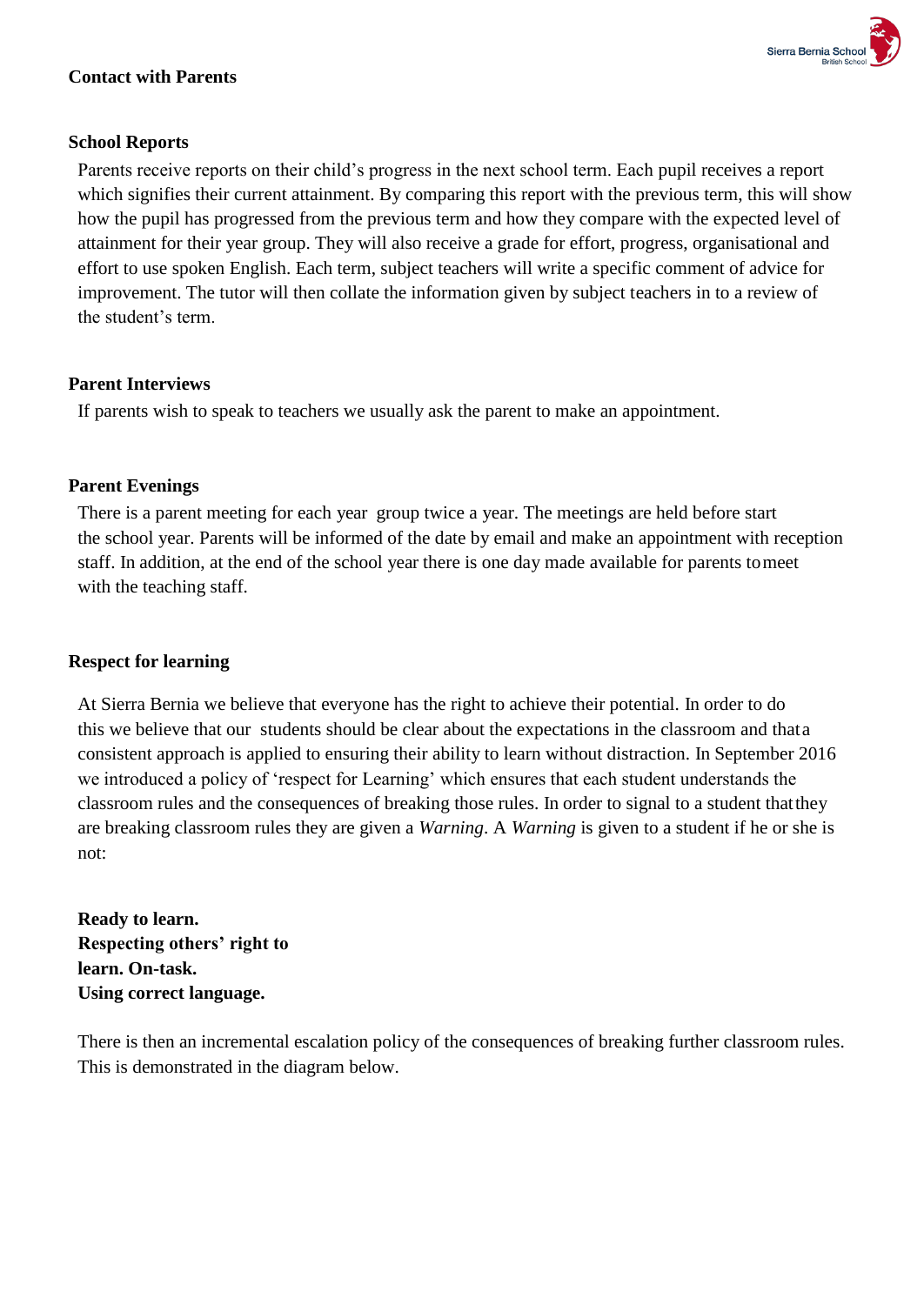## Contact with Parents

### School Reports

Parents receive reports on their child's progress in the next school term. Each pupil receives a report which signifies their current attainment. By comparing this report with the previous term, this will show how the pupil has progressed from the previous term and how they compare with the expected level of attainment for their year group. They will also receive a grade for effort, progress, organisational and effort to use spoken English. Each term, subject teachers will write a specific comment of advice for improvement. The tutor will then collate the information given by subject teachers in to a review of the student's term.

### Parent Interviews

If parents wish to speak to teachers we usually ask the parent to make an appointment.

### Parent Evenings

There is a parent meeting for each year group twice a year. The meetings are held before start the school year. Parents will be informed of the date by email and make an appointment with reception staff. In addition, at the end of the school year there is one day made available for parents to meet with the teaching staff.

### Respect for learning

At Sierra Bernia we believe that everyone has the right to achieve their potential. In order to do this we believe that our students should be clear about the expectations in the classroom and that a consistent approach is applied to ensuring their ability to learn without distraction. In September 2016 we introduced a policy of 'respect for Learning' which ensures that each student understands the classroom rules and the consequences of breaking those rules. In order to signal to a student that they are breaking classroom rules they are given a *Warning*. A *Warning* is given to a student if he or she is not:

**Ready to learn.**
**Respecting others' right to learn.**
**On-task.**
**Using correct language.**

There is then an incremental escalation policy of the consequences of breaking further classroom rules. This is demonstrated in the diagram below.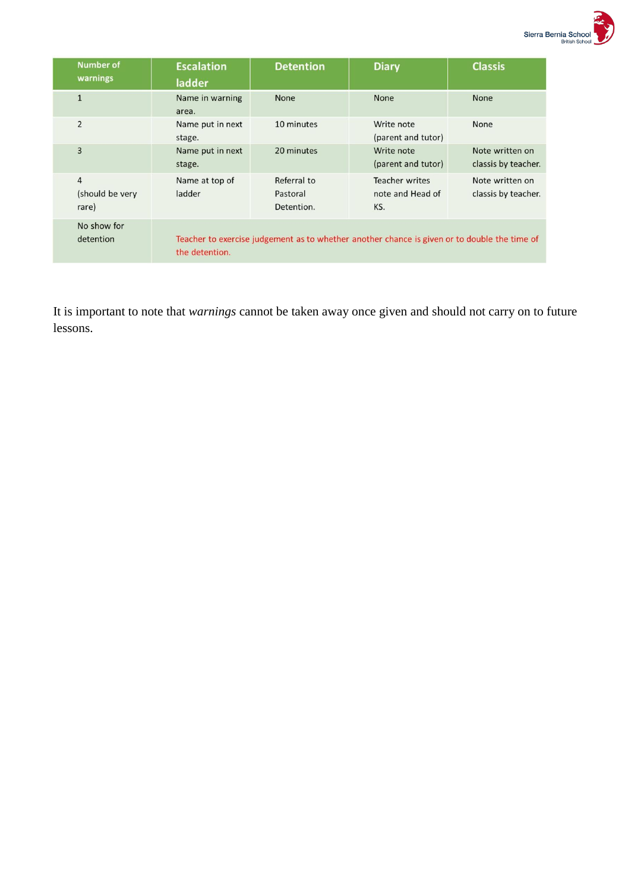| Number of warnings | Escalation ladder | Detention | Diary | Classis |
|---|---|---|---|---|
| 1 | Name in warning area. | None | None | None |
| 2 | Name put in next stage. | 10 minutes | Write note (parent and tutor) | None |
| 3 | Name put in next stage. | 20 minutes | Write note (parent and tutor) | Note written on classis by teacher. |
| 4 (should be very rare) | Name at top of ladder | Referral to Pastoral Detention. | Teacher writes note and Head of KS. | Note written on classis by teacher. |
| No show for detention | Teacher to exercise judgement as to whether another chance is given or to double the time of the detention. | | | |

It is important to note that *warnings* cannot be taken away once given and should not carry on to future lessons.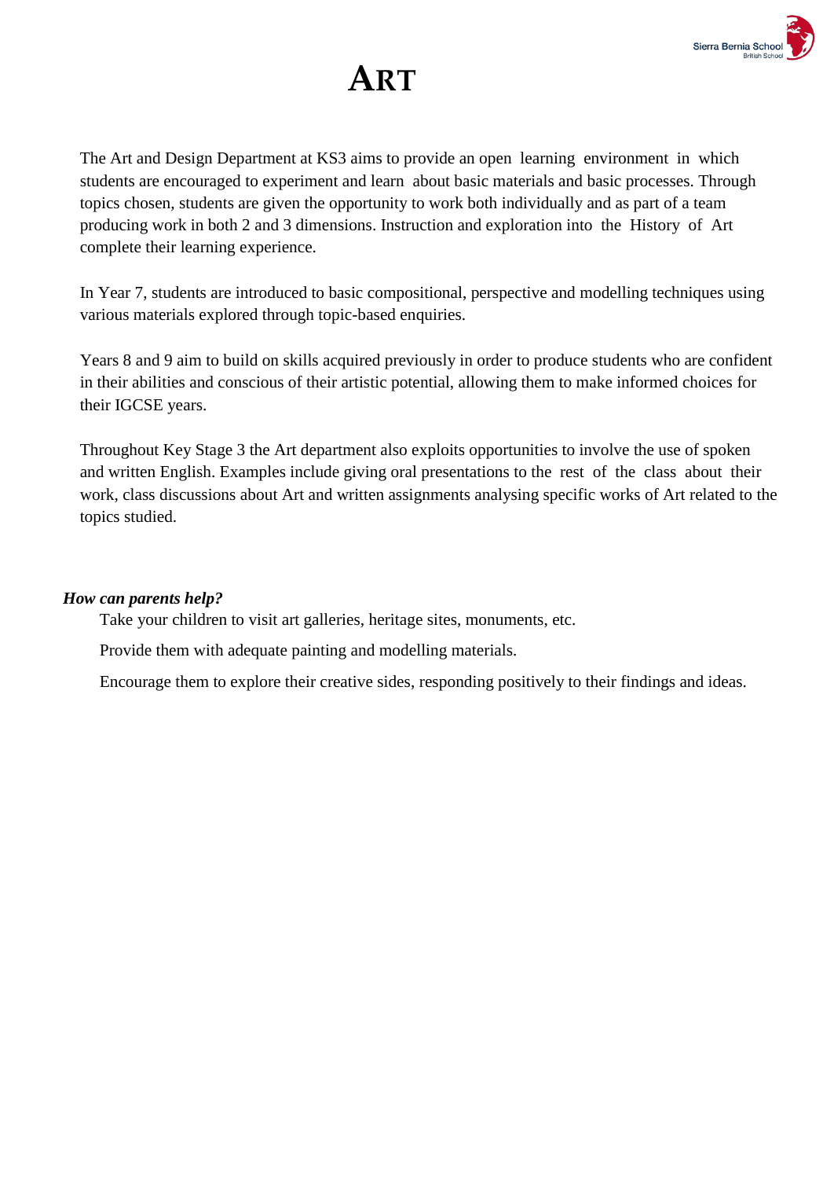# ART

The Art and Design Department at KS3 aims to provide an open learning environment in which students are encouraged to experiment and learn about basic materials and basic processes. Through topics chosen, students are given the opportunity to work both individually and as part of a team producing work in both 2 and 3 dimensions. Instruction and exploration into the History of Art complete their learning experience.

In Year 7, students are introduced to basic compositional, perspective and modelling techniques using various materials explored through topic-based enquiries.

Years 8 and 9 aim to build on skills acquired previously in order to produce students who are confident in their abilities and conscious of their artistic potential, allowing them to make informed choices for their IGCSE years.

Throughout Key Stage 3 the Art department also exploits opportunities to involve the use of spoken and written English. Examples include giving oral presentations to the rest of the class about their work, class discussions about Art and written assignments analysing specific works of Art related to the topics studied.

***How can parents help?***

- Take your children to visit art galleries, heritage sites, monuments, etc.
- Provide them with adequate painting and modelling materials.
- Encourage them to explore their creative sides, responding positively to their findings and ideas.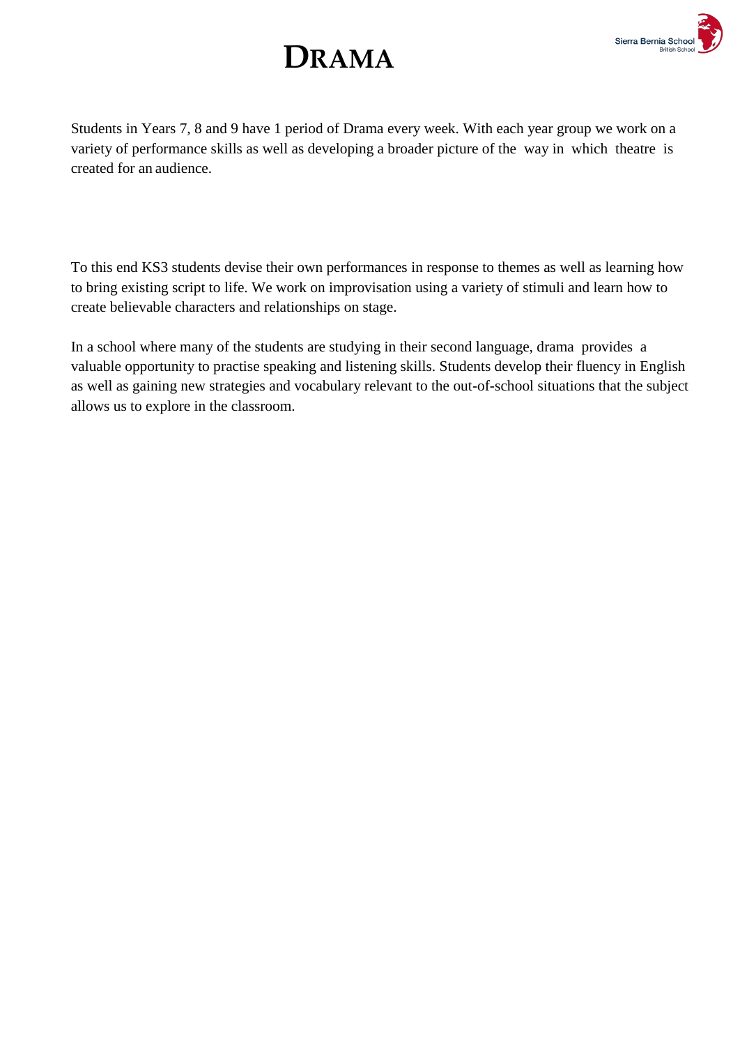# DRAMA

Students in Years 7, 8 and 9 have 1 period of Drama every week. With each year group we work on a variety of performance skills as well as developing a broader picture of the way in which theatre is created for an audience.

To this end KS3 students devise their own performances in response to themes as well as learning how to bring existing script to life. We work on improvisation using a variety of stimuli and learn how to create believable characters and relationships on stage.

In a school where many of the students are studying in their second language, drama provides a valuable opportunity to practise speaking and listening skills. Students develop their fluency in English as well as gaining new strategies and vocabulary relevant to the out-of-school situations that the subject allows us to explore in the classroom.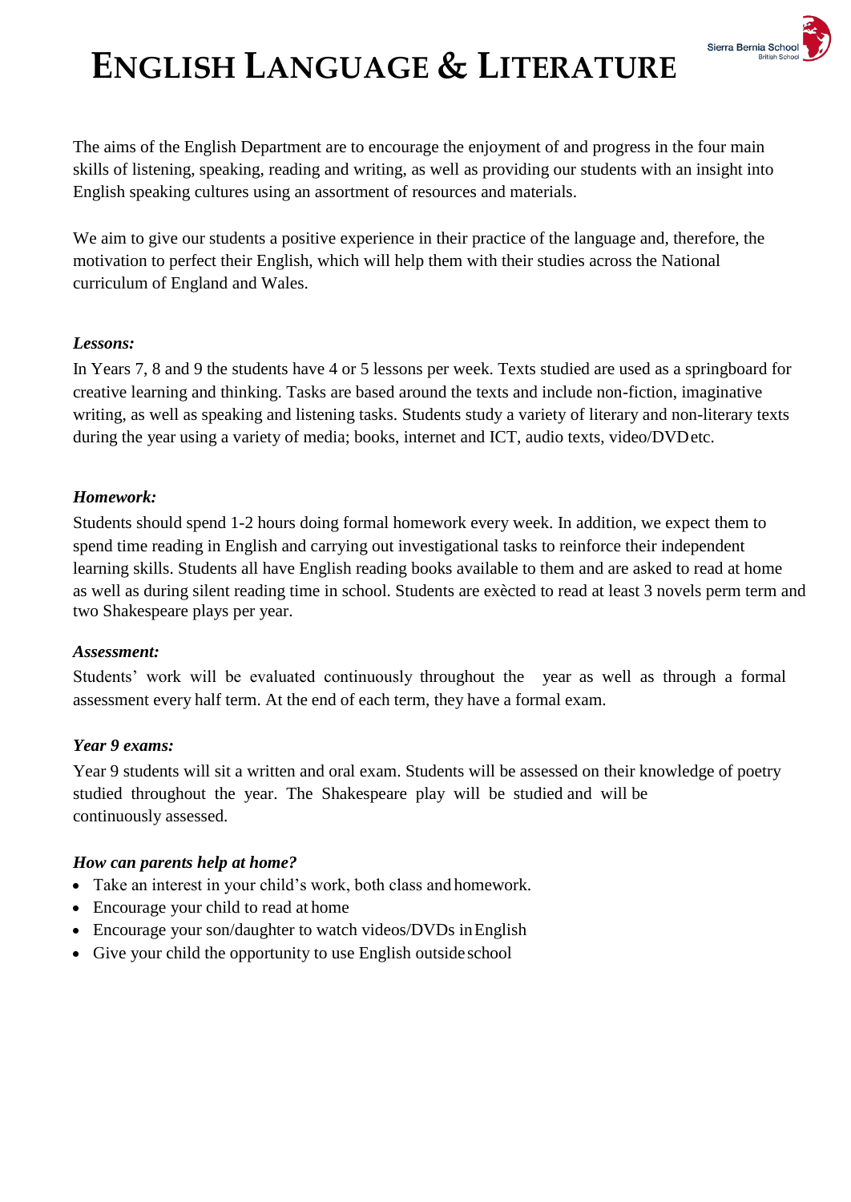# ENGLISH LANGUAGE & LITERATURE

The aims of the English Department are to encourage the enjoyment of and progress in the four main skills of listening, speaking, reading and writing, as well as providing our students with an insight into English speaking cultures using an assortment of resources and materials.

We aim to give our students a positive experience in their practice of the language and, therefore, the motivation to perfect their English, which will help them with their studies across the National curriculum of England and Wales.

***Lessons:***

In Years 7, 8 and 9 the students have 4 or 5 lessons per week. Texts studied are used as a springboard for creative learning and thinking. Tasks are based around the texts and include non-fiction, imaginative writing, as well as speaking and listening tasks. Students study a variety of literary and non-literary texts during the year using a variety of media; books, internet and ICT, audio texts, video/DVD etc.

***Homework:***

Students should spend 1-2 hours doing formal homework every week. In addition, we expect them to spend time reading in English and carrying out investigational tasks to reinforce their independent learning skills. Students all have English reading books available to them and are asked to read at home as well as during silent reading time in school. Students are exècted to read at least 3 novels perm term and two Shakespeare plays per year.

***Assessment:***

Students' work will be evaluated continuously throughout the year as well as through a formal assessment every half term. At the end of each term, they have a formal exam.

***Year 9 exams:***

Year 9 students will sit a written and oral exam. Students will be assessed on their knowledge of poetry studied throughout the year. The Shakespeare play will be studied and will be continuously assessed.

***How can parents help at home?***

- Take an interest in your child's work, both class and homework.
- Encourage your child to read at home
- Encourage your son/daughter to watch videos/DVDs in English
- Give your child the opportunity to use English outside school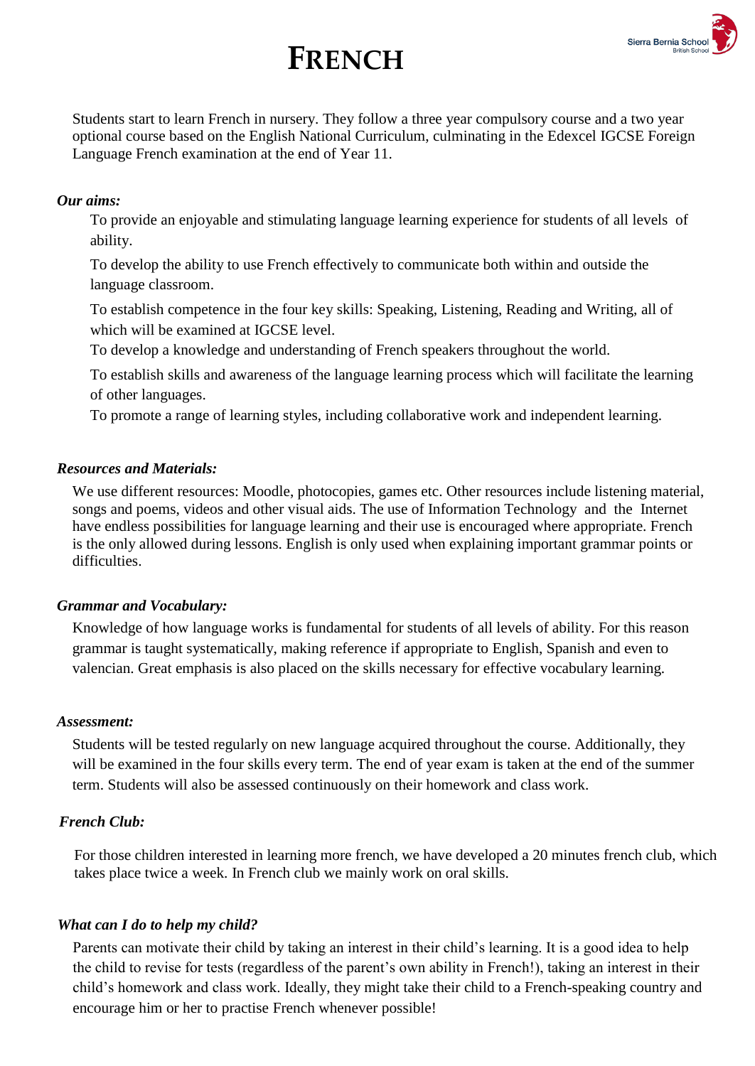# FRENCH

Students start to learn French in nursery. They follow a three year compulsory course and a two year optional course based on the English National Curriculum, culminating in the Edexcel IGCSE Foreign Language French examination at the end of Year 11.

***Our aims:***

To provide an enjoyable and stimulating language learning experience for students of all levels of ability.

To develop the ability to use French effectively to communicate both within and outside the language classroom.

To establish competence in the four key skills: Speaking, Listening, Reading and Writing, all of which will be examined at IGCSE level.

To develop a knowledge and understanding of French speakers throughout the world.

To establish skills and awareness of the language learning process which will facilitate the learning of other languages.

To promote a range of learning styles, including collaborative work and independent learning.

***Resources and Materials:***

We use different resources: Moodle, photocopies, games etc. Other resources include listening material, songs and poems, videos and other visual aids. The use of Information Technology and the Internet have endless possibilities for language learning and their use is encouraged where appropriate. French is the only allowed during lessons. English is only used when explaining important grammar points or difficulties.

***Grammar and Vocabulary:***

Knowledge of how language works is fundamental for students of all levels of ability. For this reason grammar is taught systematically, making reference if appropriate to English, Spanish and even to valencian. Great emphasis is also placed on the skills necessary for effective vocabulary learning.

***Assessment:***

Students will be tested regularly on new language acquired throughout the course. Additionally, they will be examined in the four skills every term. The end of year exam is taken at the end of the summer term. Students will also be assessed continuously on their homework and class work.

***French Club:***

For those children interested in learning more french, we have developed a 20 minutes french club, which takes place twice a week. In French club we mainly work on oral skills.

***What can I do to help my child?***

Parents can motivate their child by taking an interest in their child's learning. It is a good idea to help the child to revise for tests (regardless of the parent's own ability in French!), taking an interest in their child's homework and class work. Ideally, they might take their child to a French-speaking country and encourage him or her to practise French whenever possible!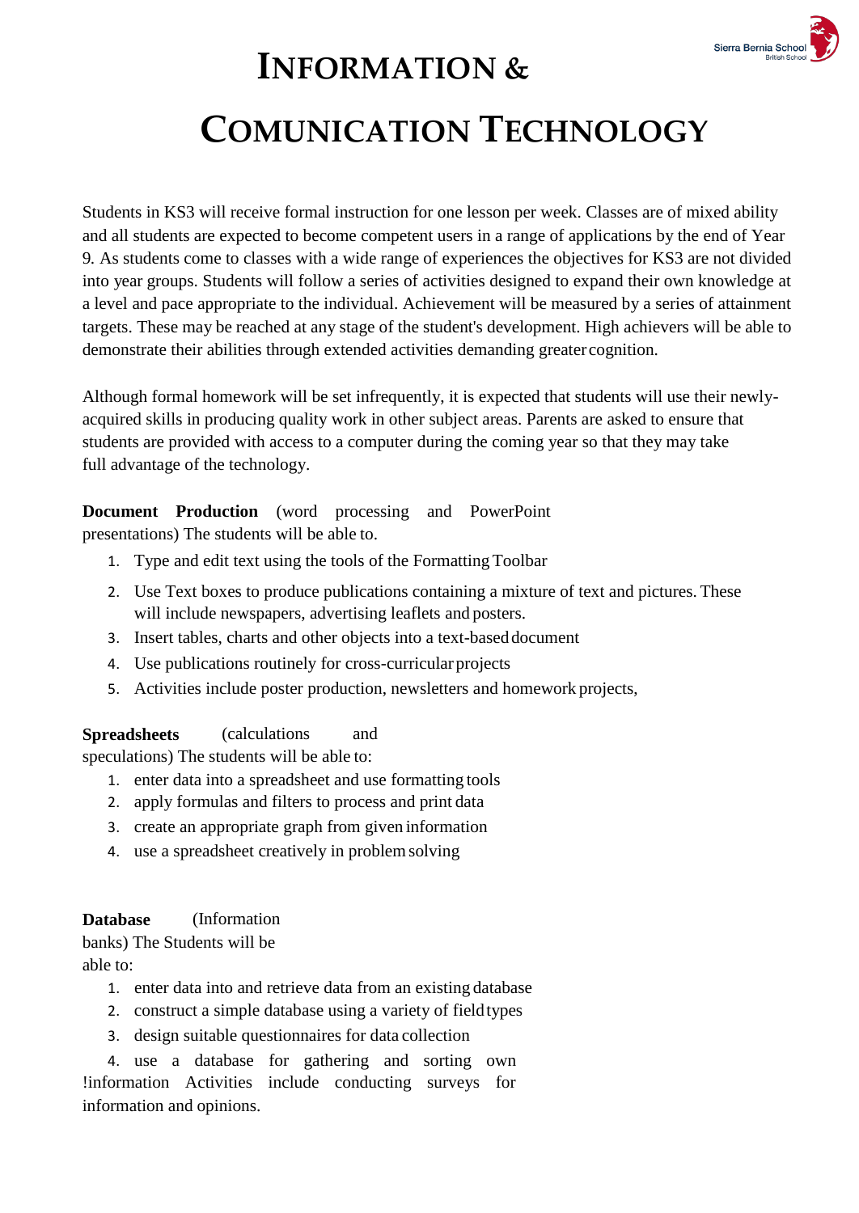# INFORMATION & COMUNICATION TECHNOLOGY

Students in KS3 will receive formal instruction for one lesson per week. Classes are of mixed ability and all students are expected to become competent users in a range of applications by the end of Year 9. As students come to classes with a wide range of experiences the objectives for KS3 are not divided into year groups. Students will follow a series of activities designed to expand their own knowledge at a level and pace appropriate to the individual. Achievement will be measured by a series of attainment targets. These may be reached at any stage of the student's development. High achievers will be able to demonstrate their abilities through extended activities demanding greater cognition.

Although formal homework will be set infrequently, it is expected that students will use their newly-acquired skills in producing quality work in other subject areas. Parents are asked to ensure that students are provided with access to a computer during the coming year so that they may take full advantage of the technology.

**Document Production** (word processing and PowerPoint presentations) The students will be able to.

1. Type and edit text using the tools of the Formatting Toolbar
2. Use Text boxes to produce publications containing a mixture of text and pictures. These will include newspapers, advertising leaflets and posters.
3. Insert tables, charts and other objects into a text-based document
4. Use publications routinely for cross-curricular projects
5. Activities include poster production, newsletters and homework projects,

**Spreadsheets** (calculations and speculations) The students will be able to:

1. enter data into a spreadsheet and use formatting tools
2. apply formulas and filters to process and print data
3. create an appropriate graph from given information
4. use a spreadsheet creatively in problem solving

**Database** (Information banks) The Students will be able to:

1. enter data into and retrieve data from an existing database
2. construct a simple database using a variety of field types
3. design suitable questionnaires for data collection
4. use a database for gathering and sorting own !information Activities include conducting surveys for information and opinions.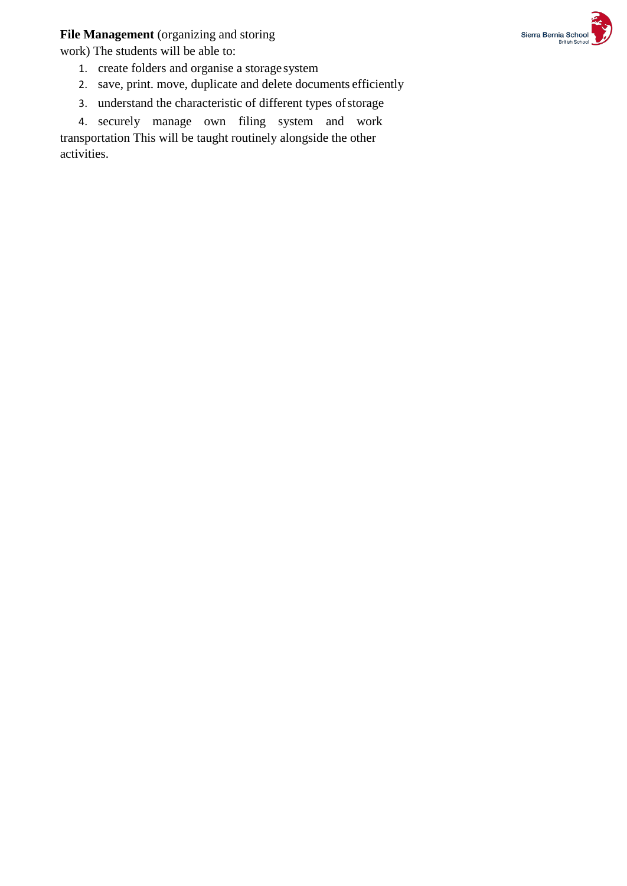**File Management** (organizing and storing work) The students will be able to:

1. create folders and organise a storage system
2. save, print. move, duplicate and delete documents efficiently
3. understand the characteristic of different types of storage
4. securely manage own filing system and work transportation This will be taught routinely alongside the other activities.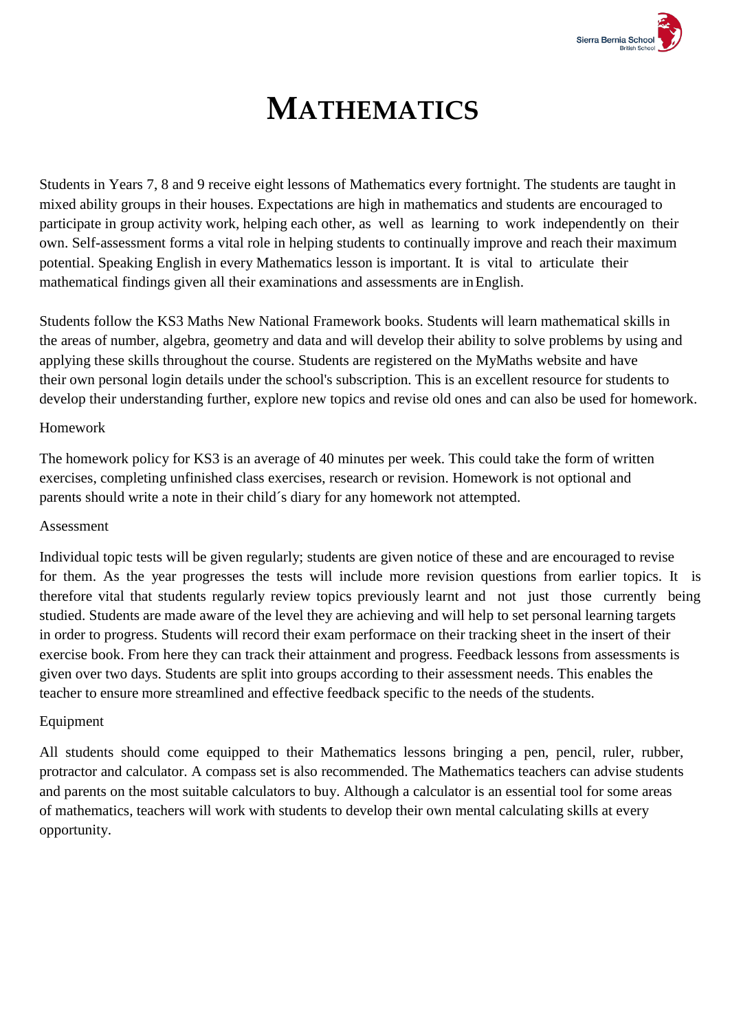# MATHEMATICS

Students in Years 7, 8 and 9 receive eight lessons of Mathematics every fortnight. The students are taught in mixed ability groups in their houses. Expectations are high in mathematics and students are encouraged to participate in group activity work, helping each other, as well as learning to work independently on their own. Self-assessment forms a vital role in helping students to continually improve and reach their maximum potential. Speaking English in every Mathematics lesson is important. It is vital to articulate their mathematical findings given all their examinations and assessments are in English.

Students follow the KS3 Maths New National Framework books. Students will learn mathematical skills in the areas of number, algebra, geometry and data and will develop their ability to solve problems by using and applying these skills throughout the course. Students are registered on the MyMaths website and have their own personal login details under the school's subscription. This is an excellent resource for students to develop their understanding further, explore new topics and revise old ones and can also be used for homework.

Homework

The homework policy for KS3 is an average of 40 minutes per week. This could take the form of written exercises, completing unfinished class exercises, research or revision. Homework is not optional and parents should write a note in their child´s diary for any homework not attempted.

Assessment

Individual topic tests will be given regularly; students are given notice of these and are encouraged to revise for them. As the year progresses the tests will include more revision questions from earlier topics. It is therefore vital that students regularly review topics previously learnt and not just those currently being studied. Students are made aware of the level they are achieving and will help to set personal learning targets in order to progress. Students will record their exam performace on their tracking sheet in the insert of their exercise book. From here they can track their attainment and progress. Feedback lessons from assessments is given over two days. Students are split into groups according to their assessment needs. This enables the teacher to ensure more streamlined and effective feedback specific to the needs of the students.

Equipment

All students should come equipped to their Mathematics lessons bringing a pen, pencil, ruler, rubber, protractor and calculator. A compass set is also recommended. The Mathematics teachers can advise students and parents on the most suitable calculators to buy. Although a calculator is an essential tool for some areas of mathematics, teachers will work with students to develop their own mental calculating skills at every opportunity.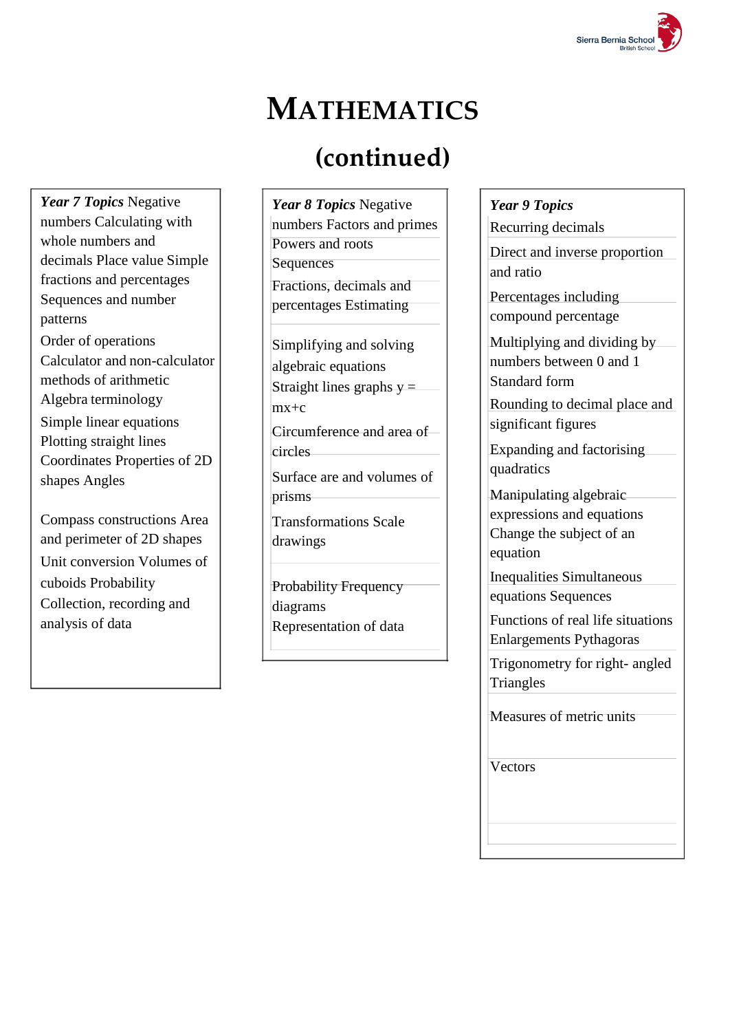# MATHEMATICS

## (continued)

***Year 7 Topics*** Negative numbers Calculating with whole numbers and decimals Place value Simple fractions and percentages Sequences and number patterns

Order of operations
Calculator and non-calculator methods of arithmetic
Algebra terminology

Simple linear equations
Plotting straight lines
Coordinates Properties of 2D shapes Angles

Compass constructions Area and perimeter of 2D shapes

Unit conversion Volumes of cuboids Probability
Collection, recording and analysis of data

***Year 8 Topics*** Negative numbers Factors and primes
Powers and roots
Sequences
Fractions, decimals and percentages Estimating

Simplifying and solving algebraic equations
Straight lines graphs $y = mx+c$

Circumference and area of circles

Surface are and volumes of prisms

Transformations Scale drawings

Probability Frequency diagrams
Representation of data

***Year 9 Topics***

Recurring decimals

Direct and inverse proportion and ratio

Percentages including compound percentage

Multiplying and dividing by numbers between 0 and 1
Standard form

Rounding to decimal place and significant figures

Expanding and factorising quadratics

Manipulating algebraic expressions and equations
Change the subject of an equation

Inequalities Simultaneous equations Sequences

Functions of real life situations
Enlargements Pythagoras

Trigonometry for right- angled Triangles

Measures of metric units

Vectors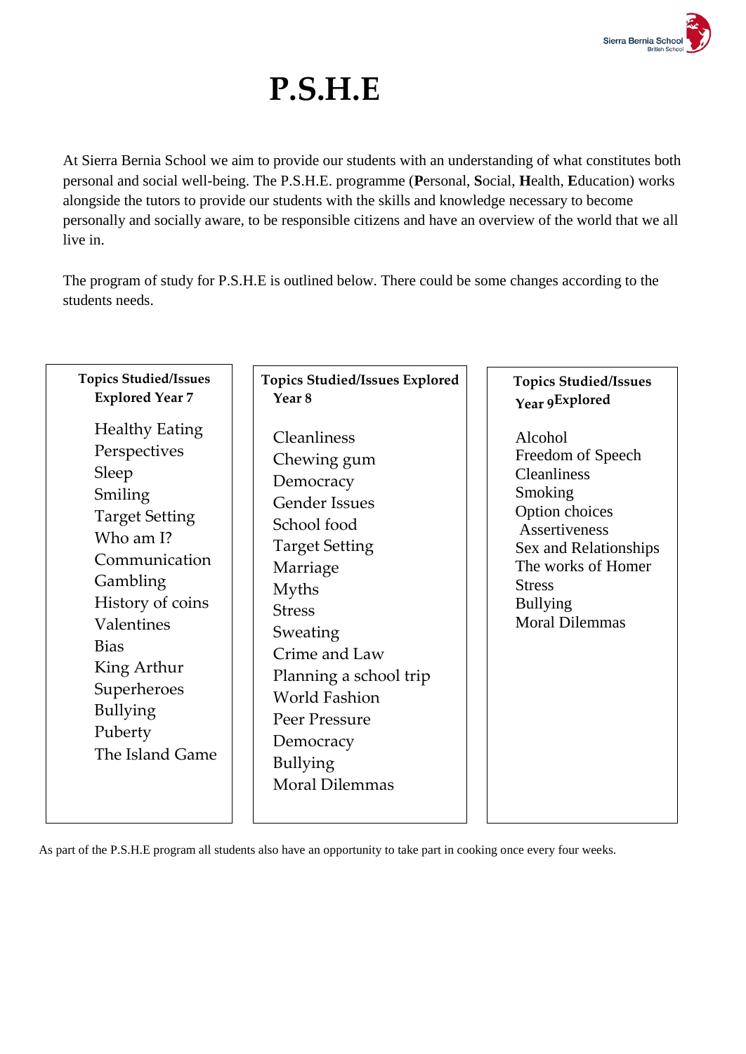# P.S.H.E

At Sierra Bernia School we aim to provide our students with an understanding of what constitutes both personal and social well-being. The P.S.H.E. programme (**P**ersonal, **S**ocial, **H**ealth, **E**ducation) works alongside the tutors to provide our students with the skills and knowledge necessary to become personally and socially aware, to be responsible citizens and have an overview of the world that we all live in.

The program of study for P.S.H.E is outlined below. There could be some changes according to the students needs.

| **Topics Studied/Issues Explored Year 7** | **Topics Studied/Issues Explored Year 8** | **Topics Studied/Issues Year 9 Explored** |
|---|---|---|
| Healthy Eating | Cleanliness | Alcohol |
| Perspectives | Chewing gum | Freedom of Speech |
| Sleep | Democracy | Cleanliness |
| Smiling | Gender Issues | Smoking |
| Target Setting | School food | Option choices |
| Who am I? | Target Setting | Assertiveness |
| Communication | Marriage | Sex and Relationships |
| Gambling | Myths | The works of Homer |
| History of coins | Stress | Stress |
| Valentines | Sweating | Bullying |
| Bias | Crime and Law | Moral Dilemmas |
| King Arthur | Planning a school trip | |
| Superheroes | World Fashion | |
| Bullying | Peer Pressure | |
| Puberty | Democracy | |
| The Island Game | Bullying | |
| | Moral Dilemmas | |

As part of the P.S.H.E program all students also have an opportunity to take part in cooking once every four weeks.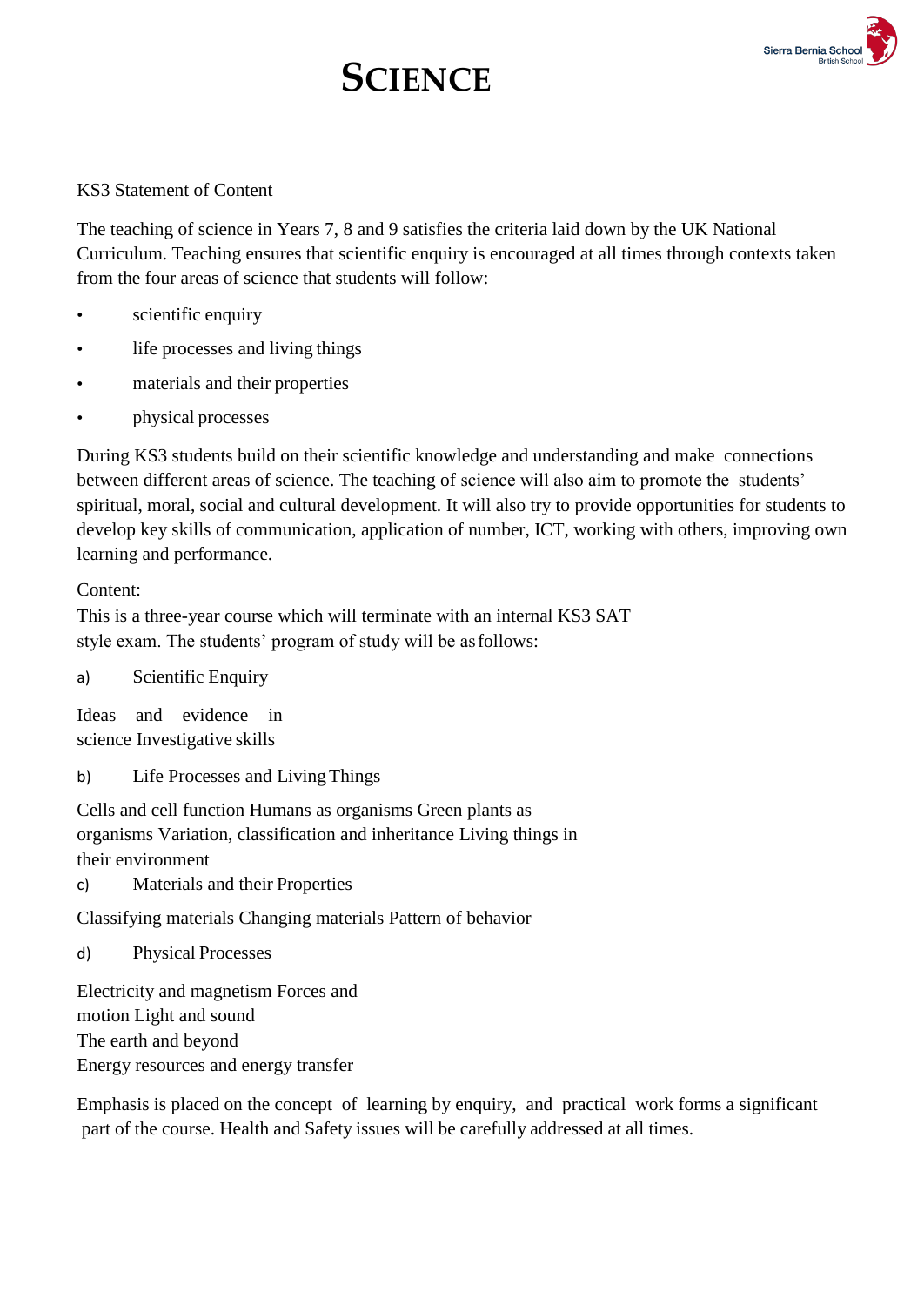# SCIENCE

KS3 Statement of Content

The teaching of science in Years 7, 8 and 9 satisfies the criteria laid down by the UK National Curriculum. Teaching ensures that scientific enquiry is encouraged at all times through contexts taken from the four areas of science that students will follow:

- scientific enquiry
- life processes and living things
- materials and their properties
- physical processes

During KS3 students build on their scientific knowledge and understanding and make connections between different areas of science. The teaching of science will also aim to promote the students' spiritual, moral, social and cultural development. It will also try to provide opportunities for students to develop key skills of communication, application of number, ICT, working with others, improving own learning and performance.

Content:
This is a three-year course which will terminate with an internal KS3 SAT style exam. The students' program of study will be as follows:

a) Scientific Enquiry

Ideas and evidence in science Investigative skills

b) Life Processes and Living Things

Cells and cell function Humans as organisms Green plants as organisms Variation, classification and inheritance Living things in their environment

c) Materials and their Properties

Classifying materials Changing materials Pattern of behavior

d) Physical Processes

Electricity and magnetism Forces and motion Light and sound
The earth and beyond
Energy resources and energy transfer

Emphasis is placed on the concept of learning by enquiry, and practical work forms a significant part of the course. Health and Safety issues will be carefully addressed at all times.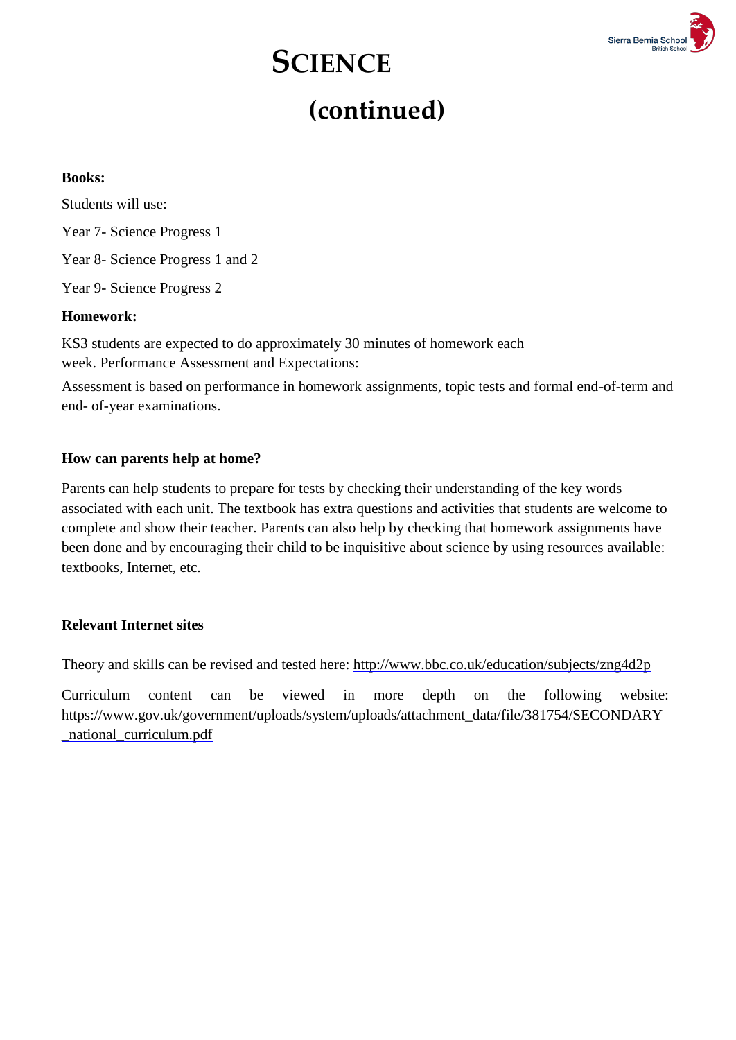# SCIENCE

# (continued)

**Books:**

Students will use:

Year 7- Science Progress 1

Year 8- Science Progress 1 and 2

Year 9- Science Progress 2

**Homework:**

KS3 students are expected to do approximately 30 minutes of homework each week. Performance Assessment and Expectations:

Assessment is based on performance in homework assignments, topic tests and formal end-of-term and end- of-year examinations.

**How can parents help at home?**

Parents can help students to prepare for tests by checking their understanding of the key words associated with each unit. The textbook has extra questions and activities that students are welcome to complete and show their teacher. Parents can also help by checking that homework assignments have been done and by encouraging their child to be inquisitive about science by using resources available: textbooks, Internet, etc.

**Relevant Internet sites**

Theory and skills can be revised and tested here: http://www.bbc.co.uk/education/subjects/zng4d2p

Curriculum content can be viewed in more depth on the following website: https://www.gov.uk/government/uploads/system/uploads/attachment_data/file/381754/SECONDARY_national_curriculum.pdf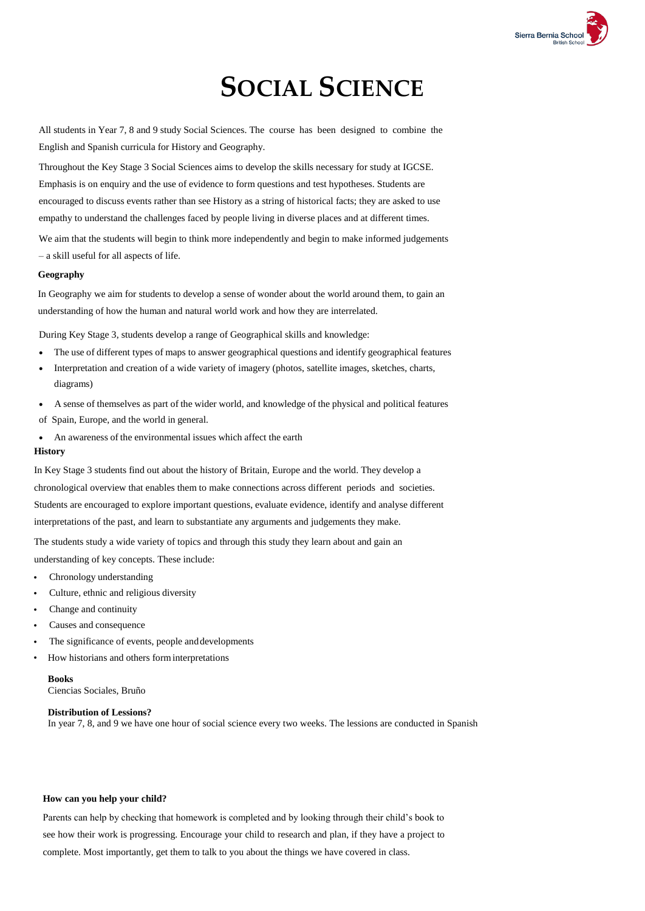# SOCIAL SCIENCE

All students in Year 7, 8 and 9 study Social Sciences. The course has been designed to combine the English and Spanish curricula for History and Geography.

Throughout the Key Stage 3 Social Sciences aims to develop the skills necessary for study at IGCSE. Emphasis is on enquiry and the use of evidence to form questions and test hypotheses. Students are encouraged to discuss events rather than see History as a string of historical facts; they are asked to use empathy to understand the challenges faced by people living in diverse places and at different times.

We aim that the students will begin to think more independently and begin to make informed judgements – a skill useful for all aspects of life.

**Geography**

In Geography we aim for students to develop a sense of wonder about the world around them, to gain an understanding of how the human and natural world work and how they are interrelated.

During Key Stage 3, students develop a range of Geographical skills and knowledge:

- The use of different types of maps to answer geographical questions and identify geographical features
- Interpretation and creation of a wide variety of imagery (photos, satellite images, sketches, charts, diagrams)
- A sense of themselves as part of the wider world, and knowledge of the physical and political features of Spain, Europe, and the world in general.
- An awareness of the environmental issues which affect the earth

**History**

In Key Stage 3 students find out about the history of Britain, Europe and the world. They develop a chronological overview that enables them to make connections across different periods and societies. Students are encouraged to explore important questions, evaluate evidence, identify and analyse different interpretations of the past, and learn to substantiate any arguments and judgements they make.

The students study a wide variety of topics and through this study they learn about and gain an understanding of key concepts. These include:

- Chronology understanding
- Culture, ethnic and religious diversity
- Change and continuity
- Causes and consequence
- The significance of events, people and developments
- How historians and others form interpretations

**Books**
Ciencias Sociales, Bruño

**Distribution of Lessions?**
In year 7, 8, and 9 we have one hour of social science every two weeks. The lessions are conducted in Spanish

**How can you help your child?**

Parents can help by checking that homework is completed and by looking through their child's book to see how their work is progressing. Encourage your child to research and plan, if they have a project to complete. Most importantly, get them to talk to you about the things we have covered in class.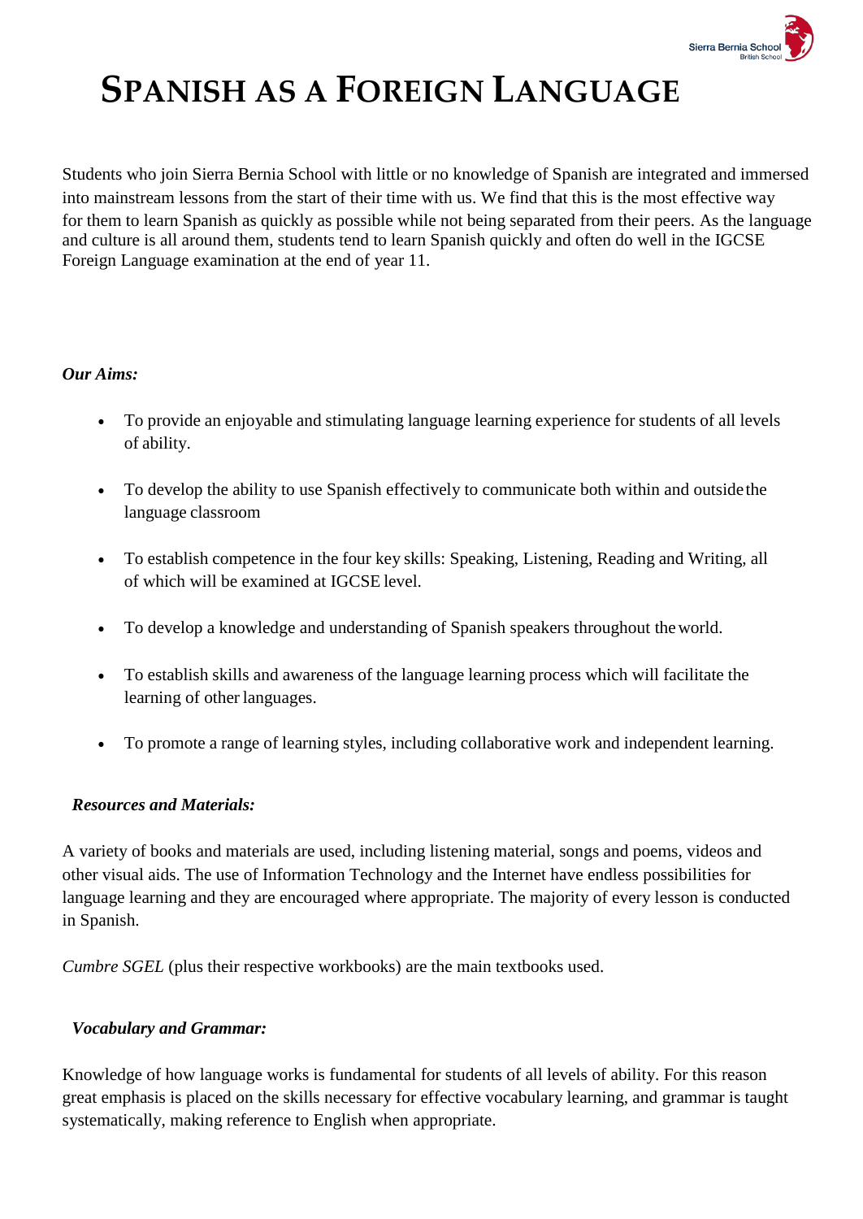# SPANISH AS A FOREIGN LANGUAGE

Students who join Sierra Bernia School with little or no knowledge of Spanish are integrated and immersed into mainstream lessons from the start of their time with us. We find that this is the most effective way for them to learn Spanish as quickly as possible while not being separated from their peers. As the language and culture is all around them, students tend to learn Spanish quickly and often do well in the IGCSE Foreign Language examination at the end of year 11.

***Our Aims:***

- To provide an enjoyable and stimulating language learning experience for students of all levels of ability.
- To develop the ability to use Spanish effectively to communicate both within and outside the language classroom
- To establish competence in the four key skills: Speaking, Listening, Reading and Writing, all of which will be examined at IGCSE level.
- To develop a knowledge and understanding of Spanish speakers throughout the world.
- To establish skills and awareness of the language learning process which will facilitate the learning of other languages.
- To promote a range of learning styles, including collaborative work and independent learning.

***Resources and Materials:***

A variety of books and materials are used, including listening material, songs and poems, videos and other visual aids. The use of Information Technology and the Internet have endless possibilities for language learning and they are encouraged where appropriate. The majority of every lesson is conducted in Spanish.

*Cumbre SGEL* (plus their respective workbooks) are the main textbooks used.

***Vocabulary and Grammar:***

Knowledge of how language works is fundamental for students of all levels of ability. For this reason great emphasis is placed on the skills necessary for effective vocabulary learning, and grammar is taught systematically, making reference to English when appropriate.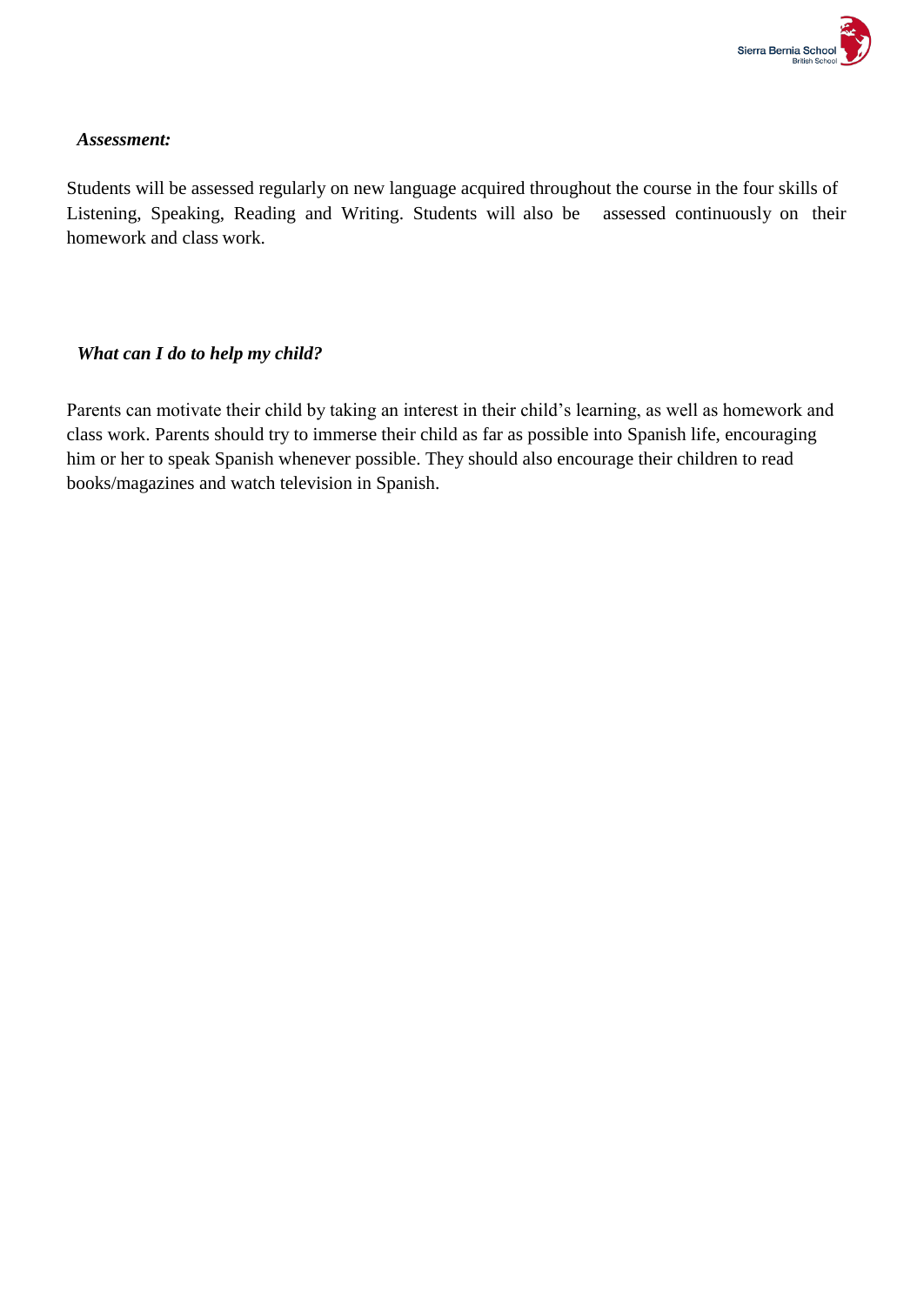***Assessment:***

Students will be assessed regularly on new language acquired throughout the course in the four skills of Listening, Speaking, Reading and Writing. Students will also be assessed continuously on their homework and class work.

***What can I do to help my child?***

Parents can motivate their child by taking an interest in their child's learning, as well as homework and class work. Parents should try to immerse their child as far as possible into Spanish life, encouraging him or her to speak Spanish whenever possible. They should also encourage their children to read books/magazines and watch television in Spanish.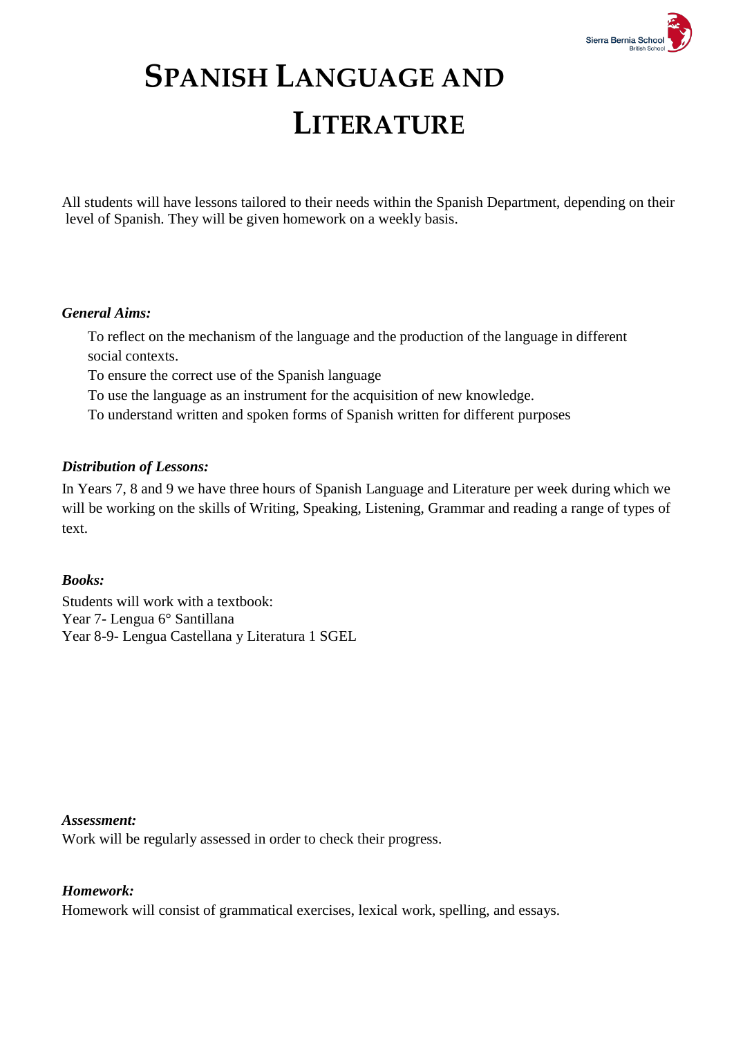# SPANISH LANGUAGE AND LITERATURE

All students will have lessons tailored to their needs within the Spanish Department, depending on their level of Spanish. They will be given homework on a weekly basis.

***General Aims:***

To reflect on the mechanism of the language and the production of the language in different social contexts.
To ensure the correct use of the Spanish language
To use the language as an instrument for the acquisition of new knowledge.
To understand written and spoken forms of Spanish written for different purposes

***Distribution of Lessons:***

In Years 7, 8 and 9 we have three hours of Spanish Language and Literature per week during which we will be working on the skills of Writing, Speaking, Listening, Grammar and reading a range of types of text.

***Books:***

Students will work with a textbook:
Year 7- Lengua 6° Santillana
Year 8-9- Lengua Castellana y Literatura 1 SGEL

***Assessment:***

Work will be regularly assessed in order to check their progress.

***Homework:***

Homework will consist of grammatical exercises, lexical work, spelling, and essays.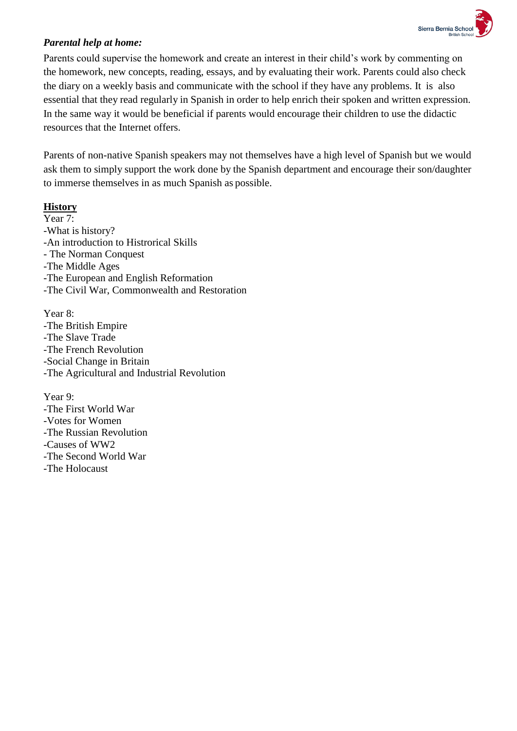***Parental help at home:***

Parents could supervise the homework and create an interest in their child's work by commenting on the homework, new concepts, reading, essays, and by evaluating their work. Parents could also check the diary on a weekly basis and communicate with the school if they have any problems. It is also essential that they read regularly in Spanish in order to help enrich their spoken and written expression. In the same way it would be beneficial if parents would encourage their children to use the didactic resources that the Internet offers.

Parents of non-native Spanish speakers may not themselves have a high level of Spanish but we would ask them to simply support the work done by the Spanish department and encourage their son/daughter to immerse themselves in as much Spanish as possible.

**History**

Year 7:

-What is history?
-An introduction to Histrorical Skills
- The Norman Conquest
-The Middle Ages
-The European and English Reformation
-The Civil War, Commonwealth and Restoration

Year 8:

-The British Empire
-The Slave Trade
-The French Revolution
-Social Change in Britain
-The Agricultural and Industrial Revolution

Year 9:

-The First World War
-Votes for Women
-The Russian Revolution
-Causes of WW2
-The Second World War
-The Holocaust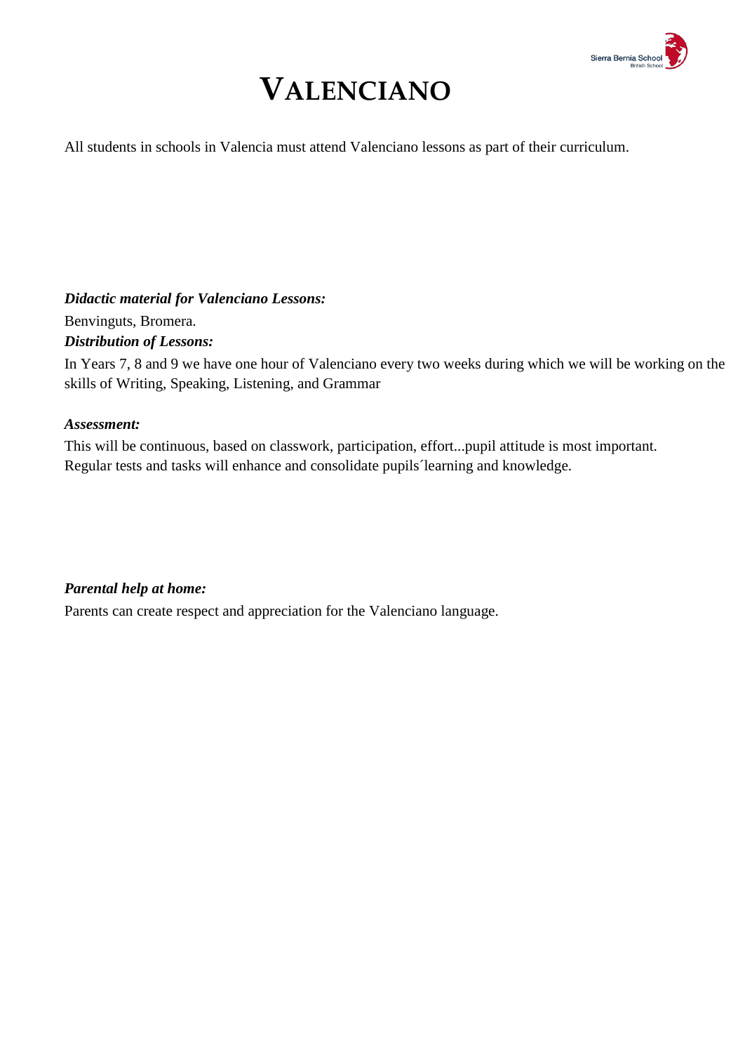# VALENCIANO

All students in schools in Valencia must attend Valenciano lessons as part of their curriculum.

***Didactic material for Valenciano Lessons:***

Benvinguts, Bromera.

***Distribution of Lessons:***

In Years 7, 8 and 9 we have one hour of Valenciano every two weeks during which we will be working on the skills of Writing, Speaking, Listening, and Grammar

***Assessment:***

This will be continuous, based on classwork, participation, effort...pupil attitude is most important. Regular tests and tasks will enhance and consolidate pupils´learning and knowledge.

***Parental help at home:***

Parents can create respect and appreciation for the Valenciano language.